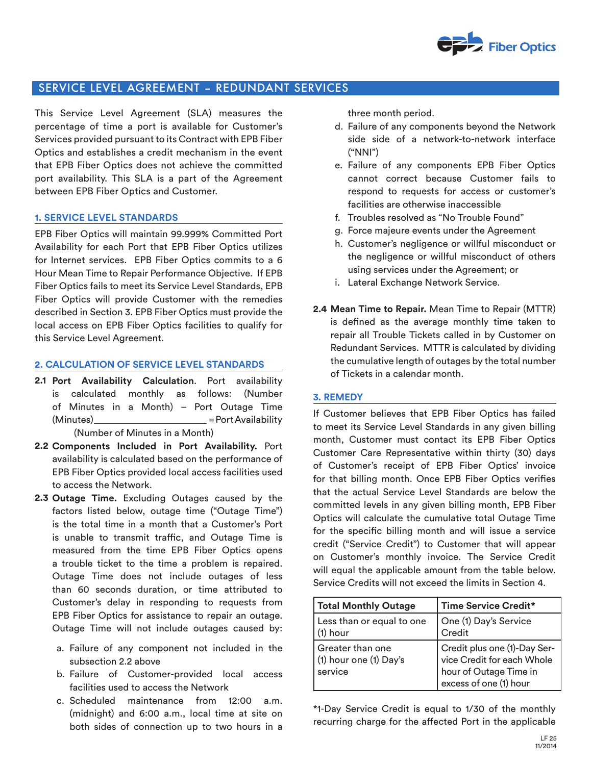## SERVICE LEVEL AGREEMENT – REDUNDANT SERVICES

This Service Level Agreement (SLA) measures the percentage of time a port is available for Customer's Services provided pursuant to its Contract with EPB Fiber Optics and establishes a credit mechanism in the event that EPB Fiber Optics does not achieve the committed port availability. This SLA is a part of the Agreement between EPB Fiber Optics and Customer.

### 1. SERVICE LEVEL STANDARDS

EPB Fiber Optics will maintain 99.999% Committed Port Availability for each Port that EPB Fiber Optics utilizes for Internet services. EPB Fiber Optics commits to a 6 Hour Mean Time to Repair Performance Objective. If EPB Fiber Optics fails to meet its Service Level Standards, EPB Fiber Optics will provide Customer with the remedies described in Section 3. EPB Fiber Optics must provide the local access on EPB Fiber Optics facilities to qualify for this Service Level Agreement.

### 2. CALCULATION OF SERVICE LEVEL STANDARDS

**2.1 Port Availability Calculation**. Port availability is calculated monthly as follows:

$$\frac{\text{(Number of Minutes in a Month)} - \text{Port Outage Time (Minutes)}}{\text{(Number of Minutes in a Month)}} = \text{Port Availability}$$

**2.2 Components Included in Port Availability.** Port availability is calculated based on the performance of EPB Fiber Optics provided local access facilities used to access the Network.

**2.3 Outage Time.** Excluding Outages caused by the factors listed below, outage time ("Outage Time") is the total time in a month that a Customer's Port is unable to transmit traffic, and Outage Time is measured from the time EPB Fiber Optics opens a trouble ticket to the time a problem is repaired. Outage Time does not include outages of less than 60 seconds duration, or time attributed to Customer's delay in responding to requests from EPB Fiber Optics for assistance to repair an outage. Outage Time will not include outages caused by:

a. Failure of any component not included in the subsection 2.2 above
b. Failure of Customer-provided local access facilities used to access the Network
c. Scheduled maintenance from 12:00 a.m. (midnight) and 6:00 a.m., local time at site on both sides of connection up to two hours in a three month period.
d. Failure of any components beyond the Network side side of a network-to-network interface ("NNI")
e. Failure of any components EPB Fiber Optics cannot correct because Customer fails to respond to requests for access or customer's facilities are otherwise inaccessible
f. Troubles resolved as "No Trouble Found"
g. Force majeure events under the Agreement
h. Customer's negligence or willful misconduct or the negligence or willful misconduct of others using services under the Agreement; or
i. Lateral Exchange Network Service.

**2.4 Mean Time to Repair.** Mean Time to Repair (MTTR) is defined as the average monthly time taken to repair all Trouble Tickets called in by Customer on Redundant Services. MTTR is calculated by dividing the cumulative length of outages by the total number of Tickets in a calendar month.

### 3. REMEDY

If Customer believes that EPB Fiber Optics has failed to meet its Service Level Standards in any given billing month, Customer must contact its EPB Fiber Optics Customer Care Representative within thirty (30) days of Customer's receipt of EPB Fiber Optics' invoice for that billing month. Once EPB Fiber Optics verifies that the actual Service Level Standards are below the committed levels in any given billing month, EPB Fiber Optics will calculate the cumulative total Outage Time for the specific billing month and will issue a service credit ("Service Credit") to Customer that will appear on Customer's monthly invoice. The Service Credit will equal the applicable amount from the table below. Service Credits will not exceed the limits in Section 4.

| Total Monthly Outage | Time Service Credit* |
|---|---|
| Less than or equal to one (1) hour | One (1) Day's Service Credit |
| Greater than one (1) hour one (1) Day's service | Credit plus one (1)-Day Service Credit for each Whole hour of Outage Time in excess of one (1) hour |

*1-Day Service Credit is equal to 1/30 of the monthly recurring charge for the affected Port in the applicable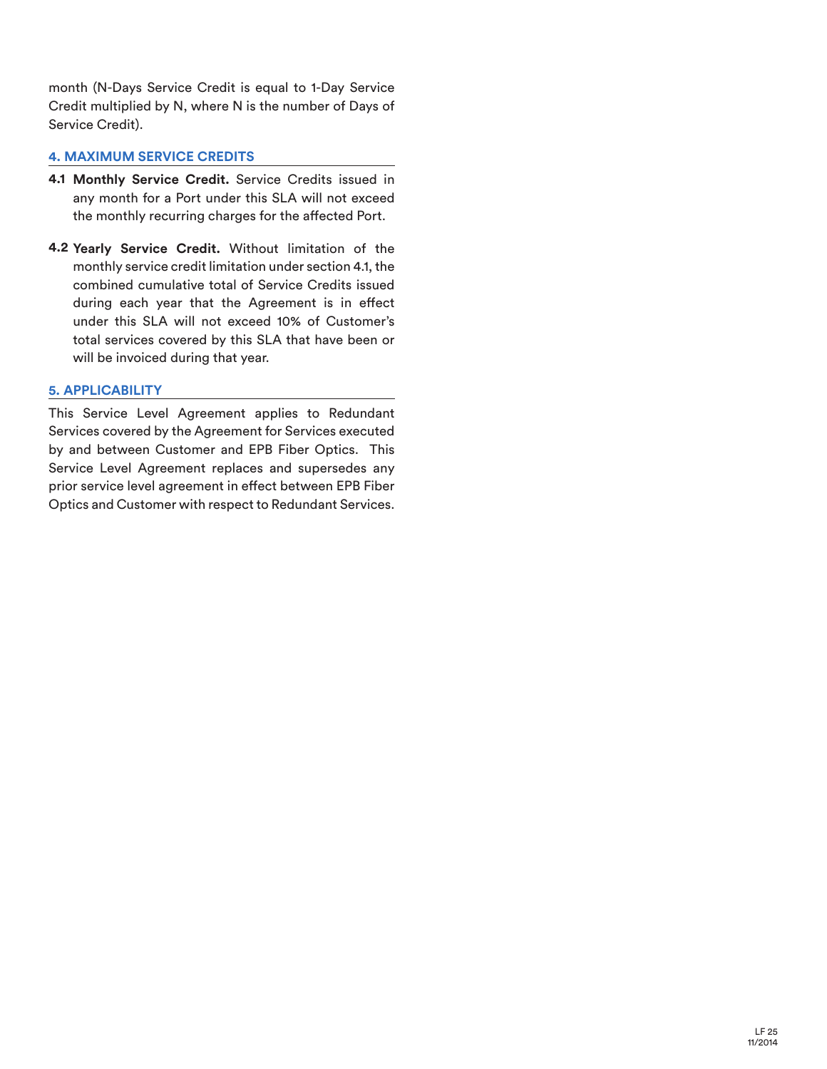month (N-Days Service Credit is equal to 1-Day Service Credit multiplied by N, where N is the number of Days of Service Credit).

## 4. MAXIMUM SERVICE CREDITS

**4.1 Monthly Service Credit.** Service Credits issued in any month for a Port under this SLA will not exceed the monthly recurring charges for the affected Port.

**4.2 Yearly Service Credit.** Without limitation of the monthly service credit limitation under section 4.1, the combined cumulative total of Service Credits issued during each year that the Agreement is in effect under this SLA will not exceed 10% of Customer's total services covered by this SLA that have been or will be invoiced during that year.

## 5. APPLICABILITY

This Service Level Agreement applies to Redundant Services covered by the Agreement for Services executed by and between Customer and EPB Fiber Optics. This Service Level Agreement replaces and supersedes any prior service level agreement in effect between EPB Fiber Optics and Customer with respect to Redundant Services.

LF 25
11/2014